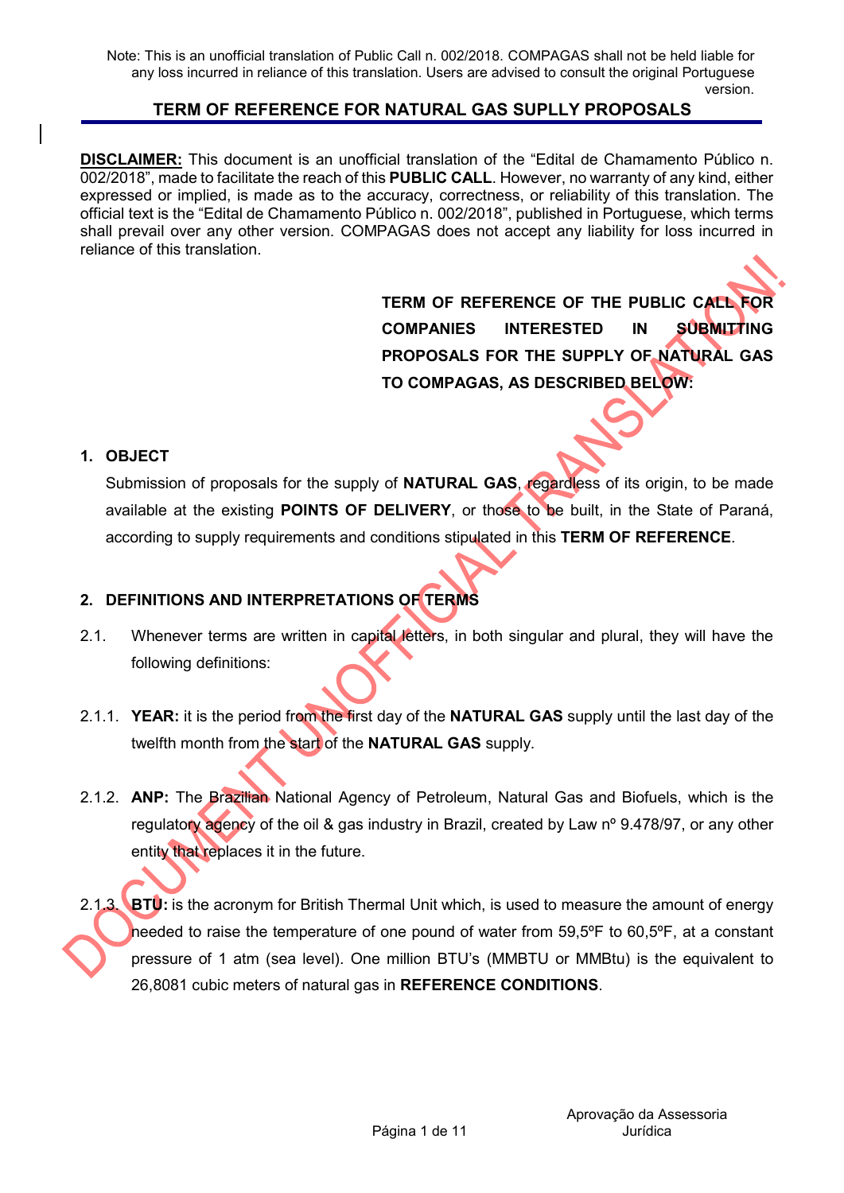Note: This is an unofficial translation of Public Call n. 002/2018. COMPAGAS shall not be held liable for any loss incurred in reliance of this translation. Users are advised to consult the original Portuguese version.

## TERM OF REFERENCE FOR NATURAL GAS SUPLLY PROPOSALS

**DISCLAIMER:** This document is an unofficial translation of the "Edital de Chamamento Público n. 002/2018", made to facilitate the reach of this **PUBLIC CALL**. However, no warranty of any kind, either expressed or implied, is made as to the accuracy, correctness, or reliability of this translation. The official text is the "Edital de Chamamento Público n. 002/2018", published in Portuguese, which terms shall prevail over any other version. COMPAGAS does not accept any liability for loss incurred in reliance of this translation.

**TERM OF REFERENCE OF THE PUBLIC CALL FOR COMPANIES INTERESTED IN SUBMITTING PROPOSALS FOR THE SUPPLY OF NATURAL GAS TO COMPAGAS, AS DESCRIBED BELOW:**

### 1. OBJECT

Submission of proposals for the supply of **NATURAL GAS**, regardless of its origin, to be made available at the existing **POINTS OF DELIVERY**, or those to be built, in the State of Paraná, according to supply requirements and conditions stipulated in this **TERM OF REFERENCE**.

### 2. DEFINITIONS AND INTERPRETATIONS OF TERMS

2.1. Whenever terms are written in capital letters, in both singular and plural, they will have the following definitions:

2.1.1. **YEAR:** it is the period from the first day of the **NATURAL GAS** supply until the last day of the twelfth month from the start of the **NATURAL GAS** supply.

2.1.2. **ANP:** The Brazilian National Agency of Petroleum, Natural Gas and Biofuels, which is the regulatory agency of the oil & gas industry in Brazil, created by Law nº 9.478/97, or any other entity that replaces it in the future.

2.1.3. **BTU:** is the acronym for British Thermal Unit which, is used to measure the amount of energy needed to raise the temperature of one pound of water from 59,5ºF to 60,5ºF, at a constant pressure of 1 atm (sea level). One million BTU's (MMBTU or MMBtu) is the equivalent to 26,8081 cubic meters of natural gas in **REFERENCE CONDITIONS**.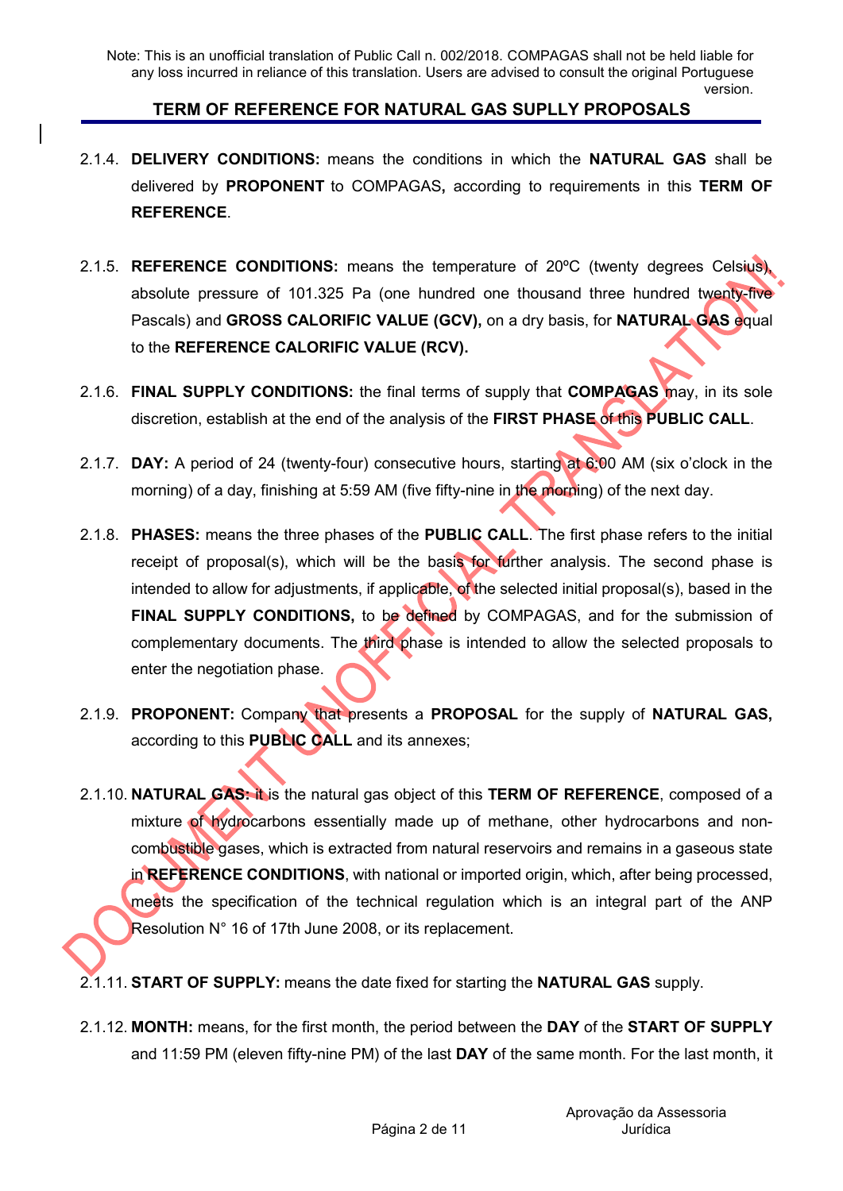2.1.4. **DELIVERY CONDITIONS:** means the conditions in which the **NATURAL GAS** shall be delivered by **PROPONENT** to COMPAGAS**,** according to requirements in this **TERM OF REFERENCE**.

2.1.5. **REFERENCE CONDITIONS:** means the temperature of 20ºC (twenty degrees Celsius), absolute pressure of 101.325 Pa (one hundred one thousand three hundred twenty-five Pascals) and **GROSS CALORIFIC VALUE (GCV),** on a dry basis, for **NATURAL GAS** equal to the **REFERENCE CALORIFIC VALUE (RCV).**

2.1.6. **FINAL SUPPLY CONDITIONS:** the final terms of supply that **COMPAGAS** may, in its sole discretion, establish at the end of the analysis of the **FIRST PHASE** of this **PUBLIC CALL**.

2.1.7. **DAY:** A period of 24 (twenty-four) consecutive hours, starting at 6:00 AM (six o'clock in the morning) of a day, finishing at 5:59 AM (five fifty-nine in the morning) of the next day.

2.1.8. **PHASES:** means the three phases of the **PUBLIC CALL**. The first phase refers to the initial receipt of proposal(s), which will be the basis for further analysis. The second phase is intended to allow for adjustments, if applicable, of the selected initial proposal(s), based in the **FINAL SUPPLY CONDITIONS,** to be defined by COMPAGAS, and for the submission of complementary documents. The third phase is intended to allow the selected proposals to enter the negotiation phase.

2.1.9. **PROPONENT:** Company that presents a **PROPOSAL** for the supply of **NATURAL GAS,** according to this **PUBLIC CALL** and its annexes;

2.1.10. **NATURAL GAS:** it is the natural gas object of this **TERM OF REFERENCE**, composed of a mixture of hydrocarbons essentially made up of methane, other hydrocarbons and non-combustible gases, which is extracted from natural reservoirs and remains in a gaseous state in **REFERENCE CONDITIONS**, with national or imported origin, which, after being processed, meets the specification of the technical regulation which is an integral part of the ANP Resolution N° 16 of 17th June 2008, or its replacement.

2.1.11. **START OF SUPPLY:** means the date fixed for starting the **NATURAL GAS** supply.

2.1.12. **MONTH:** means, for the first month, the period between the **DAY** of the **START OF SUPPLY** and 11:59 PM (eleven fifty-nine PM) of the last **DAY** of the same month. For the last month, it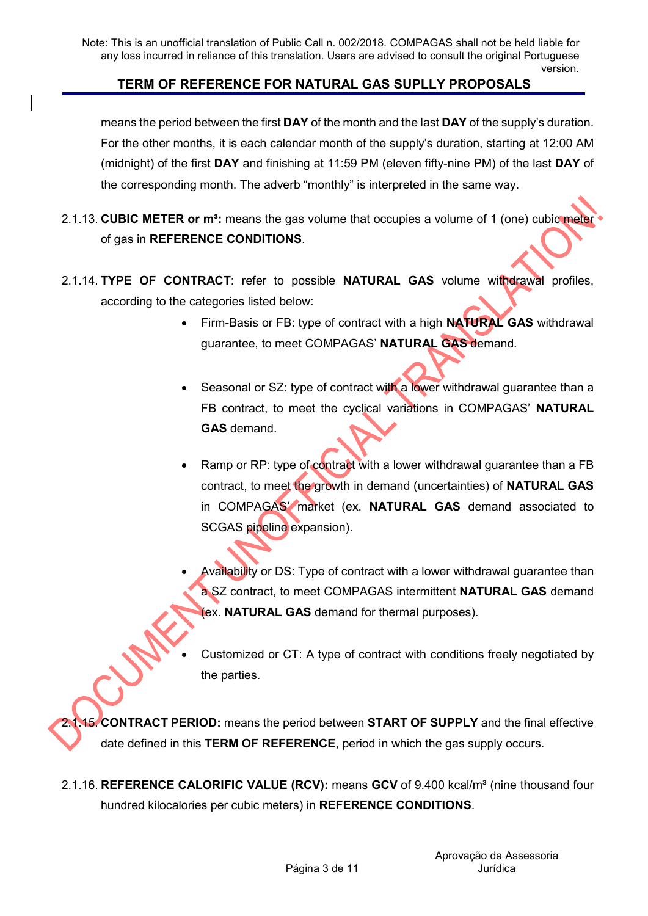means the period between the first **DAY** of the month and the last **DAY** of the supply's duration. For the other months, it is each calendar month of the supply's duration, starting at 12:00 AM (midnight) of the first **DAY** and finishing at 11:59 PM (eleven fifty-nine PM) of the last **DAY** of the corresponding month. The adverb "monthly" is interpreted in the same way.

2.1.13. **CUBIC METER or m³:** means the gas volume that occupies a volume of 1 (one) cubic meter of gas in **REFERENCE CONDITIONS**.

2.1.14. **TYPE OF CONTRACT**: refer to possible **NATURAL GAS** volume withdrawal profiles, according to the categories listed below:

- Firm-Basis or FB: type of contract with a high **NATURAL GAS** withdrawal guarantee, to meet COMPAGAS' **NATURAL GAS** demand.
- Seasonal or SZ: type of contract with a lower withdrawal guarantee than a FB contract, to meet the cyclical variations in COMPAGAS' **NATURAL GAS** demand.
- Ramp or RP: type of contract with a lower withdrawal guarantee than a FB contract, to meet the growth in demand (uncertainties) of **NATURAL GAS** in COMPAGAS' market (ex. **NATURAL GAS** demand associated to SCGAS pipeline expansion).
- Availability or DS: Type of contract with a lower withdrawal guarantee than a SZ contract, to meet COMPAGAS intermittent **NATURAL GAS** demand (ex. **NATURAL GAS** demand for thermal purposes).
- Customized or CT: A type of contract with conditions freely negotiated by the parties.

2.1.15. **CONTRACT PERIOD:** means the period between **START OF SUPPLY** and the final effective date defined in this **TERM OF REFERENCE**, period in which the gas supply occurs.

2.1.16. **REFERENCE CALORIFIC VALUE (RCV):** means **GCV** of 9.400 kcal/m³ (nine thousand four hundred kilocalories per cubic meters) in **REFERENCE CONDITIONS**.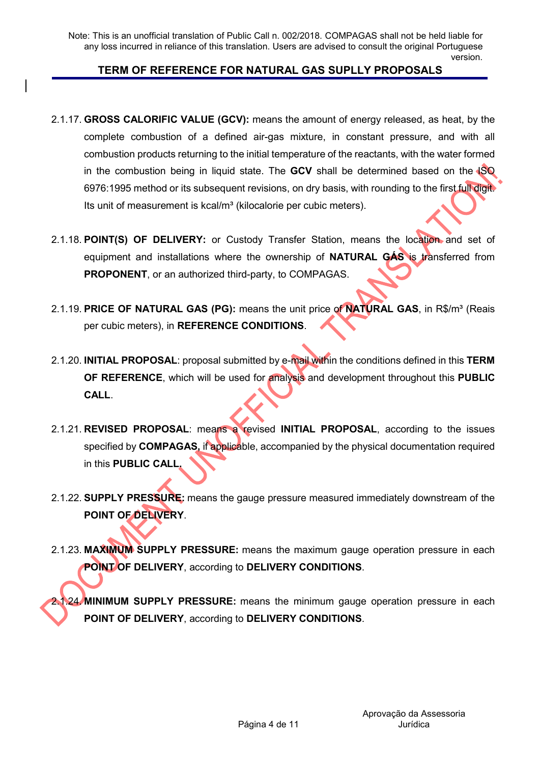2.1.17. **GROSS CALORIFIC VALUE (GCV):** means the amount of energy released, as heat, by the complete combustion of a defined air-gas mixture, in constant pressure, and with all combustion products returning to the initial temperature of the reactants, with the water formed in the combustion being in liquid state. The **GCV** shall be determined based on the ISO 6976:1995 method or its subsequent revisions, on dry basis, with rounding to the first full digit. Its unit of measurement is kcal/m³ (kilocalorie per cubic meters).

2.1.18. **POINT(S) OF DELIVERY:** or Custody Transfer Station, means the location and set of equipment and installations where the ownership of **NATURAL GÁS** is transferred from **PROPONENT**, or an authorized third-party, to COMPAGAS.

2.1.19. **PRICE OF NATURAL GAS (PG):** means the unit price of **NATURAL GAS**, in R$/m³ (Reais per cubic meters), in **REFERENCE CONDITIONS**.

2.1.20. **INITIAL PROPOSAL**: proposal submitted by e-mail within the conditions defined in this **TERM OF REFERENCE**, which will be used for analysis and development throughout this **PUBLIC CALL**.

2.1.21. **REVISED PROPOSAL**: means a revised **INITIAL PROPOSAL**, according to the issues specified by **COMPAGAS**, if applicable, accompanied by the physical documentation required in this **PUBLIC CALL**.

2.1.22. **SUPPLY PRESSURE:** means the gauge pressure measured immediately downstream of the **POINT OF DELIVERY**.

2.1.23. **MAXIMUM SUPPLY PRESSURE:** means the maximum gauge operation pressure in each **POINT OF DELIVERY**, according to **DELIVERY CONDITIONS**.

2.1.24. **MINIMUM SUPPLY PRESSURE:** means the minimum gauge operation pressure in each **POINT OF DELIVERY**, according to **DELIVERY CONDITIONS**.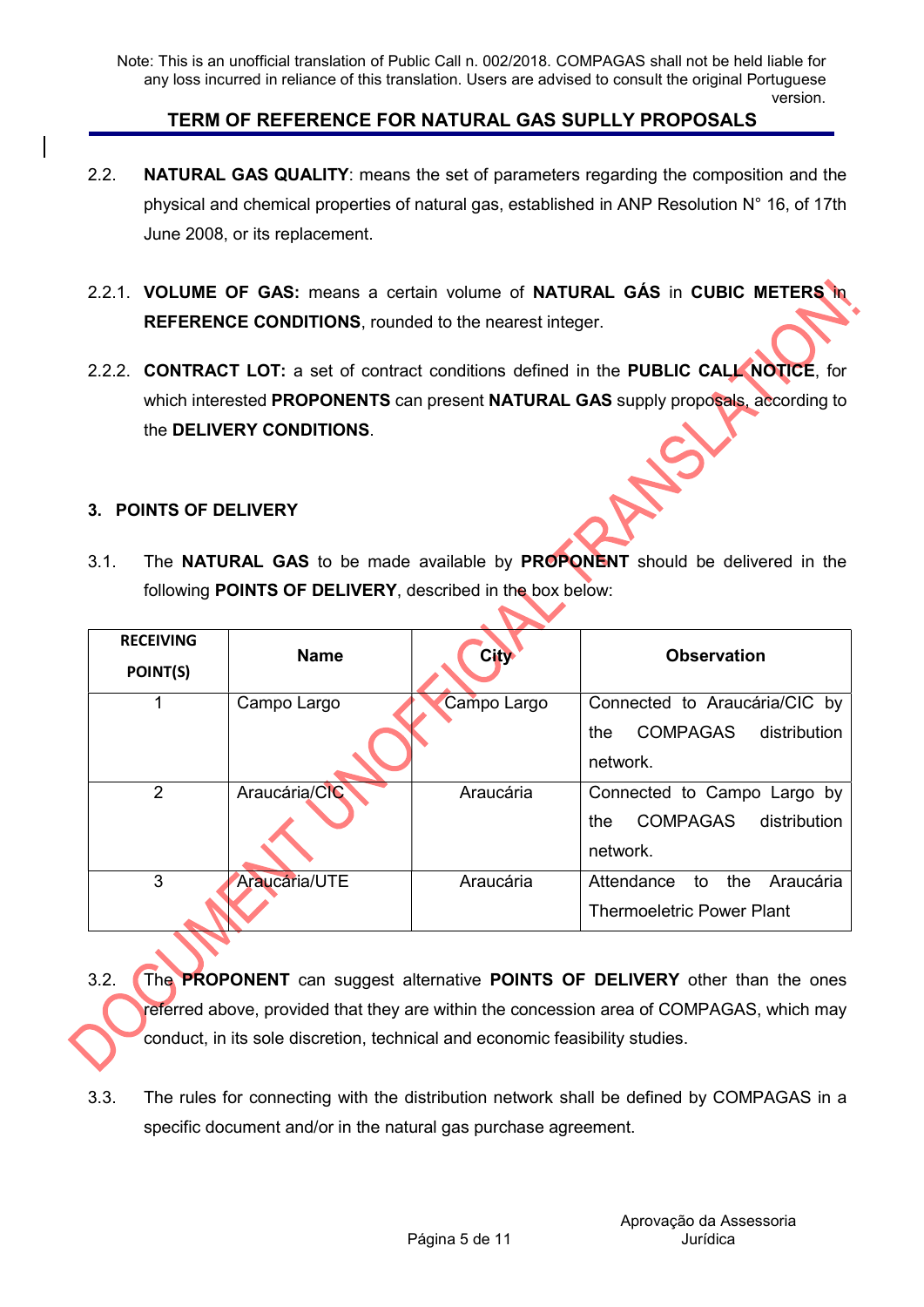2.2. **NATURAL GAS QUALITY**: means the set of parameters regarding the composition and the physical and chemical properties of natural gas, established in ANP Resolution N° 16, of 17th June 2008, or its replacement.

2.2.1. **VOLUME OF GAS:** means a certain volume of **NATURAL GÁS** in **CUBIC METERS** in **REFERENCE CONDITIONS**, rounded to the nearest integer.

2.2.2. **CONTRACT LOT:** a set of contract conditions defined in the **PUBLIC CALL NOTICE**, for which interested **PROPONENTS** can present **NATURAL GAS** supply proposals, according to the **DELIVERY CONDITIONS**.

## 3. POINTS OF DELIVERY

3.1. The **NATURAL GAS** to be made available by **PROPONENT** should be delivered in the following **POINTS OF DELIVERY**, described in the box below:

| RECEIVING POINT(S) | Name | City | Observation |
|---|---|---|---|
| 1 | Campo Largo | Campo Largo | Connected to Araucária/CIC by the COMPAGAS distribution network. |
| 2 | Araucária/CIC | Araucária | Connected to Campo Largo by the COMPAGAS distribution network. |
| 3 | Araucária/UTE | Araucária | Attendance to the Araucária Thermoeletric Power Plant |

3.2. The **PROPONENT** can suggest alternative **POINTS OF DELIVERY** other than the ones referred above, provided that they are within the concession area of COMPAGAS, which may conduct, in its sole discretion, technical and economic feasibility studies.

3.3. The rules for connecting with the distribution network shall be defined by COMPAGAS in a specific document and/or in the natural gas purchase agreement.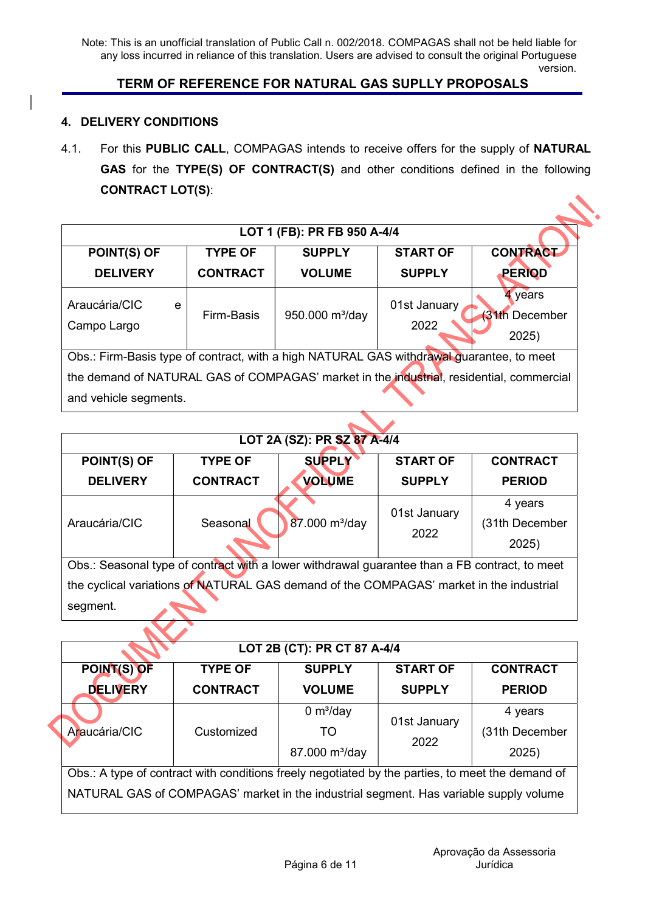Note: This is an unofficial translation of Public Call n. 002/2018. COMPAGAS shall not be held liable for any loss incurred in reliance of this translation. Users are advised to consult the original Portuguese version.

## TERM OF REFERENCE FOR NATURAL GAS SUPLLY PROPOSALS

### 4. DELIVERY CONDITIONS

4.1. For this **PUBLIC CALL**, COMPAGAS intends to receive offers for the supply of **NATURAL GAS** for the **TYPE(S) OF CONTRACT(S)** and other conditions defined in the following **CONTRACT LOT(S)**:

| LOT 1 (FB): PR FB 950 A-4/4 | | | | |
|---|---|---|---|---|
| **POINT(S) OF DELIVERY** | **TYPE OF CONTRACT** | **SUPPLY VOLUME** | **START OF SUPPLY** | **CONTRACT PERIOD** |
| Araucária/CIC e Campo Largo | Firm-Basis | 950.000 m³/day | 01st January 2022 | 4 years (31th December 2025) |
| Obs.: Firm-Basis type of contract, with a high NATURAL GAS withdrawal guarantee, to meet the demand of NATURAL GAS of COMPAGAS' market in the industrial, residential, commercial and vehicle segments. | | | | |

| LOT 2A (SZ): PR SZ 87 A-4/4 | | | | |
|---|---|---|---|---|
| **POINT(S) OF DELIVERY** | **TYPE OF CONTRACT** | **SUPPLY VOLUME** | **START OF SUPPLY** | **CONTRACT PERIOD** |
| Araucária/CIC | Seasonal | 87.000 m³/day | 01st January 2022 | 4 years (31th December 2025) |
| Obs.: Seasonal type of contract with a lower withdrawal guarantee than a FB contract, to meet the cyclical variations of NATURAL GAS demand of the COMPAGAS' market in the industrial segment. | | | | |

| LOT 2B (CT): PR CT 87 A-4/4 | | | | |
|---|---|---|---|---|
| **POINT(S) OF DELIVERY** | **TYPE OF CONTRACT** | **SUPPLY VOLUME** | **START OF SUPPLY** | **CONTRACT PERIOD** |
| Araucária/CIC | Customized | 0 m³/day TO 87.000 m³/day | 01st January 2022 | 4 years (31th December 2025) |
| Obs.: A type of contract with conditions freely negotiated by the parties, to meet the demand of NATURAL GAS of COMPAGAS' market in the industrial segment. Has variable supply volume | | | | |

DOCUMENT UNOFFICIAL TRANSLATION!

Aprovação da Assessoria Jurídica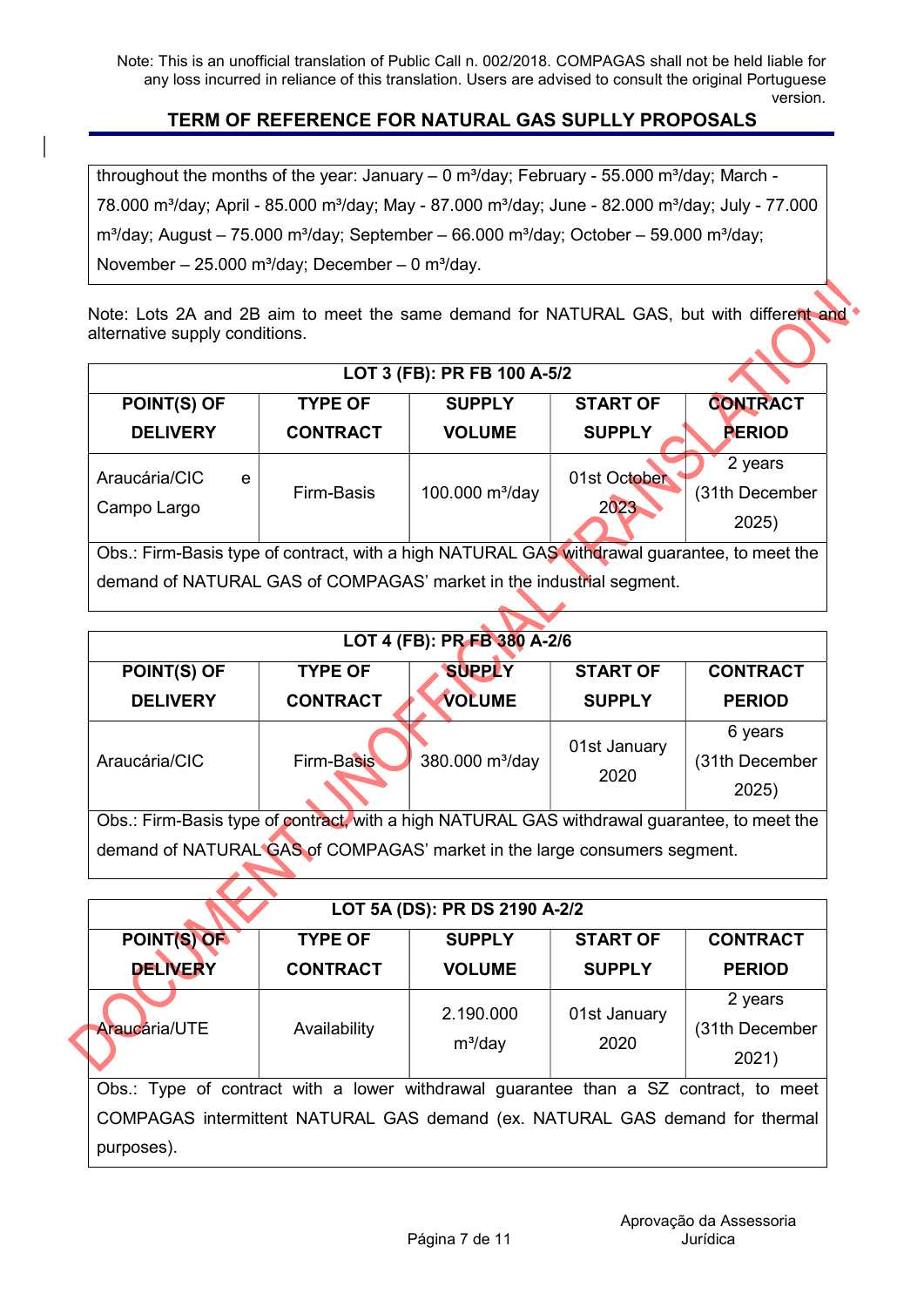| throughout the months of the year: January – 0 m³/day; February - 55.000 m³/day; March - 78.000 m³/day; April - 85.000 m³/day; May - 87.000 m³/day; June - 82.000 m³/day; July - 77.000 m³/day; August – 75.000 m³/day; September – 66.000 m³/day; October – 59.000 m³/day; November – 25.000 m³/day; December – 0 m³/day. |
|---|

Note: Lots 2A and 2B aim to meet the same demand for NATURAL GAS, but with different and alternative supply conditions.

| LOT 3 (FB): PR FB 100 A-5/2 | | | | |
|---|---|---|---|---|
| **POINT(S) OF DELIVERY** | **TYPE OF CONTRACT** | **SUPPLY VOLUME** | **START OF SUPPLY** | **CONTRACT PERIOD** |
| Araucária/CIC e Campo Largo | Firm-Basis | 100.000 m³/day | 01st October 2023 | 2 years (31th December 2025) |
| Obs.: Firm-Basis type of contract, with a high NATURAL GAS withdrawal guarantee, to meet the demand of NATURAL GAS of COMPAGAS' market in the industrial segment. | | | | |

| LOT 4 (FB): PR FB 380 A-2/6 | | | | |
|---|---|---|---|---|
| **POINT(S) OF DELIVERY** | **TYPE OF CONTRACT** | **SUPPLY VOLUME** | **START OF SUPPLY** | **CONTRACT PERIOD** |
| Araucária/CIC | Firm-Basis | 380.000 m³/day | 01st January 2020 | 6 years (31th December 2025) |
| Obs.: Firm-Basis type of contract, with a high NATURAL GAS withdrawal guarantee, to meet the demand of NATURAL GAS of COMPAGAS' market in the large consumers segment. | | | | |

| LOT 5A (DS): PR DS 2190 A-2/2 | | | | |
|---|---|---|---|---|
| **POINT(S) OF DELIVERY** | **TYPE OF CONTRACT** | **SUPPLY VOLUME** | **START OF SUPPLY** | **CONTRACT PERIOD** |
| Araucária/UTE | Availability | 2.190.000 m³/day | 01st January 2020 | 2 years (31th December 2021) |
| Obs.: Type of contract with a lower withdrawal guarantee than a SZ contract, to meet COMPAGAS intermittent NATURAL GAS demand (ex. NATURAL GAS demand for thermal purposes). | | | | |

Aprovação da Assessoria Jurídica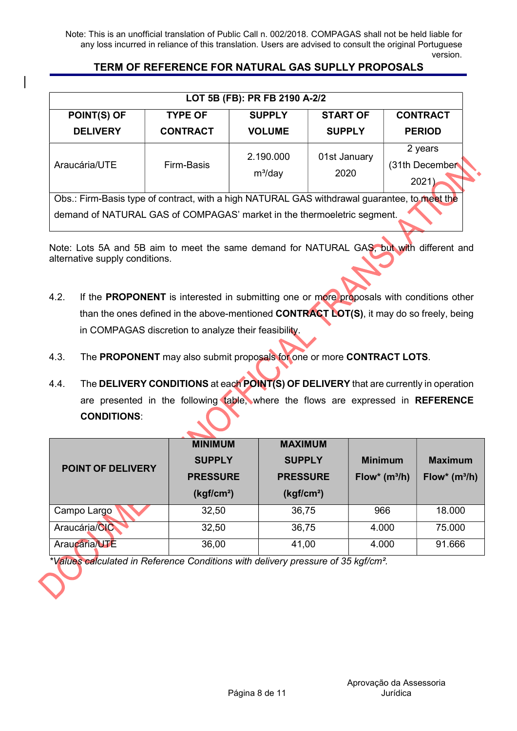Note: This is an unofficial translation of Public Call n. 002/2018. COMPAGAS shall not be held liable for any loss incurred in reliance of this translation. Users are advised to consult the original Portuguese version.

## TERM OF REFERENCE FOR NATURAL GAS SUPLLY PROPOSALS

| LOT 5B (FB): PR FB 2190 A-2/2 | | | | |
|---|---|---|---|---|
| **POINT(S) OF DELIVERY** | **TYPE OF CONTRACT** | **SUPPLY VOLUME** | **START OF SUPPLY** | **CONTRACT PERIOD** |
| Araucária/UTE | Firm-Basis | 2.190.000 m³/day | 01st January 2020 | 2 years (31th December 2021) |
| Obs.: Firm-Basis type of contract, with a high NATURAL GAS withdrawal guarantee, to meet the demand of NATURAL GAS of COMPAGAS' market in the thermoeletric segment. | | | | |

Note: Lots 5A and 5B aim to meet the same demand for NATURAL GAS, but with different and alternative supply conditions.

4.2. If the **PROPONENT** is interested in submitting one or more proposals with conditions other than the ones defined in the above-mentioned **CONTRACT LOT(S)**, it may do so freely, being in COMPAGAS discretion to analyze their feasibility.

4.3. The **PROPONENT** may also submit proposals for one or more **CONTRACT LOTS**.

4.4. The **DELIVERY CONDITIONS** at each **POINT(S) OF DELIVERY** that are currently in operation are presented in the following table, where the flows are expressed in **REFERENCE CONDITIONS**:

| POINT OF DELIVERY | MINIMUM SUPPLY PRESSURE (kgf/cm²) | MAXIMUM SUPPLY PRESSURE (kgf/cm²) | Minimum Flow* (m³/h) | Maximum Flow* (m³/h) |
|---|---|---|---|---|
| Campo Largo | 32,50 | 36,75 | 966 | 18.000 |
| Araucária/CIC | 32,50 | 36,75 | 4.000 | 75.000 |
| Araucária/UTE | 36,00 | 41,00 | 4.000 | 91.666 |

*\*Values calculated in Reference Conditions with delivery pressure of 35 kgf/cm².*

Aprovação da Assessoria Jurídica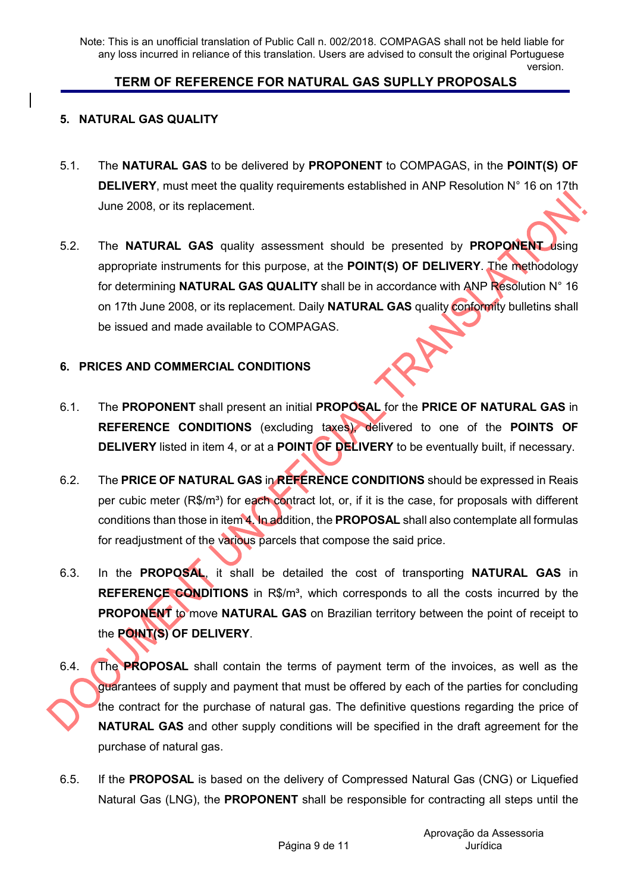Note: This is an unofficial translation of Public Call n. 002/2018. COMPAGAS shall not be held liable for any loss incurred in reliance of this translation. Users are advised to consult the original Portuguese version.

**TERM OF REFERENCE FOR NATURAL GAS SUPLLY PROPOSALS**

## 5. NATURAL GAS QUALITY

5.1. The **NATURAL GAS** to be delivered by **PROPONENT** to COMPAGAS, in the **POINT(S) OF DELIVERY**, must meet the quality requirements established in ANP Resolution N° 16 on 17th June 2008, or its replacement.

5.2. The **NATURAL GAS** quality assessment should be presented by **PROPONENT** using appropriate instruments for this purpose, at the **POINT(S) OF DELIVERY**. The methodology for determining **NATURAL GAS QUALITY** shall be in accordance with ANP Resolution N° 16 on 17th June 2008, or its replacement. Daily **NATURAL GAS** quality conformity bulletins shall be issued and made available to COMPAGAS.

## 6. PRICES AND COMMERCIAL CONDITIONS

6.1. The **PROPONENT** shall present an initial **PROPOSAL** for the **PRICE OF NATURAL GAS** in **REFERENCE CONDITIONS** (excluding taxes), delivered to one of the **POINTS OF DELIVERY** listed in item 4, or at a **POINT OF DELIVERY** to be eventually built, if necessary.

6.2. The **PRICE OF NATURAL GAS** in **REFERENCE CONDITIONS** should be expressed in Reais per cubic meter (R$/m³) for each contract lot, or, if it is the case, for proposals with different conditions than those in item 4. In addition, the **PROPOSAL** shall also contemplate all formulas for readjustment of the various parcels that compose the said price.

6.3. In the **PROPOSAL**, it shall be detailed the cost of transporting **NATURAL GAS** in **REFERENCE CONDITIONS** in R$/m³, which corresponds to all the costs incurred by the **PROPONENT** to move **NATURAL GAS** on Brazilian territory between the point of receipt to the **POINT(S) OF DELIVERY**.

6.4. The **PROPOSAL** shall contain the terms of payment term of the invoices, as well as the guarantees of supply and payment that must be offered by each of the parties for concluding the contract for the purchase of natural gas. The definitive questions regarding the price of **NATURAL GAS** and other supply conditions will be specified in the draft agreement for the purchase of natural gas.

6.5. If the **PROPOSAL** is based on the delivery of Compressed Natural Gas (CNG) or Liquefied Natural Gas (LNG), the **PROPONENT** shall be responsible for contracting all steps until the

Aprovação da Assessoria Jurídica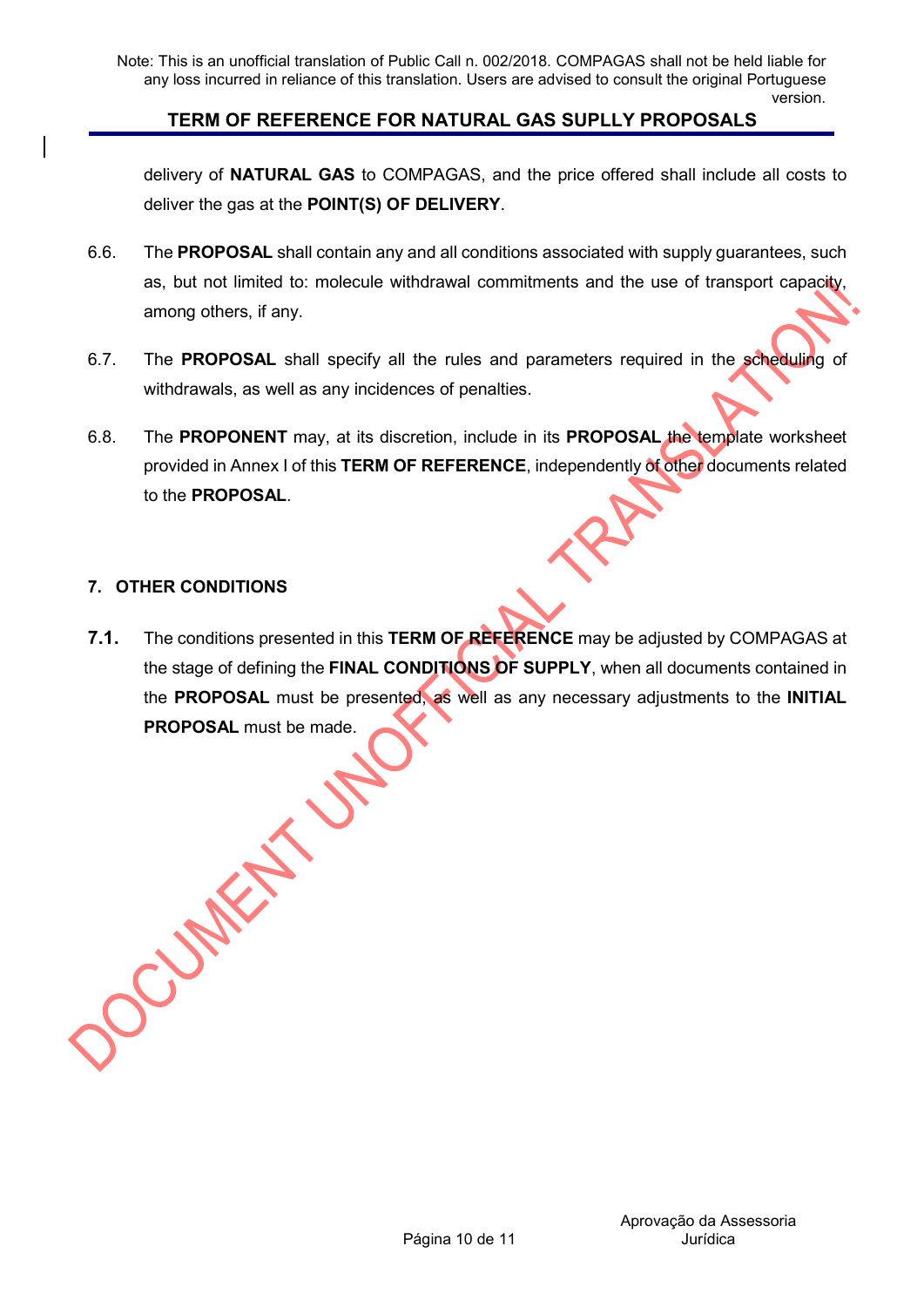delivery of **NATURAL GAS** to COMPAGAS, and the price offered shall include all costs to deliver the gas at the **POINT(S) OF DELIVERY**.

6.6. The **PROPOSAL** shall contain any and all conditions associated with supply guarantees, such as, but not limited to: molecule withdrawal commitments and the use of transport capacity, among others, if any.

6.7. The **PROPOSAL** shall specify all the rules and parameters required in the scheduling of withdrawals, as well as any incidences of penalties.

6.8. The **PROPONENT** may, at its discretion, include in its **PROPOSAL** the template worksheet provided in Annex I of this **TERM OF REFERENCE**, independently of other documents related to the **PROPOSAL**.

## 7. OTHER CONDITIONS

**7.1.** The conditions presented in this **TERM OF REFERENCE** may be adjusted by COMPAGAS at the stage of defining the **FINAL CONDITIONS OF SUPPLY**, when all documents contained in the **PROPOSAL** must be presented, as well as any necessary adjustments to the **INITIAL PROPOSAL** must be made.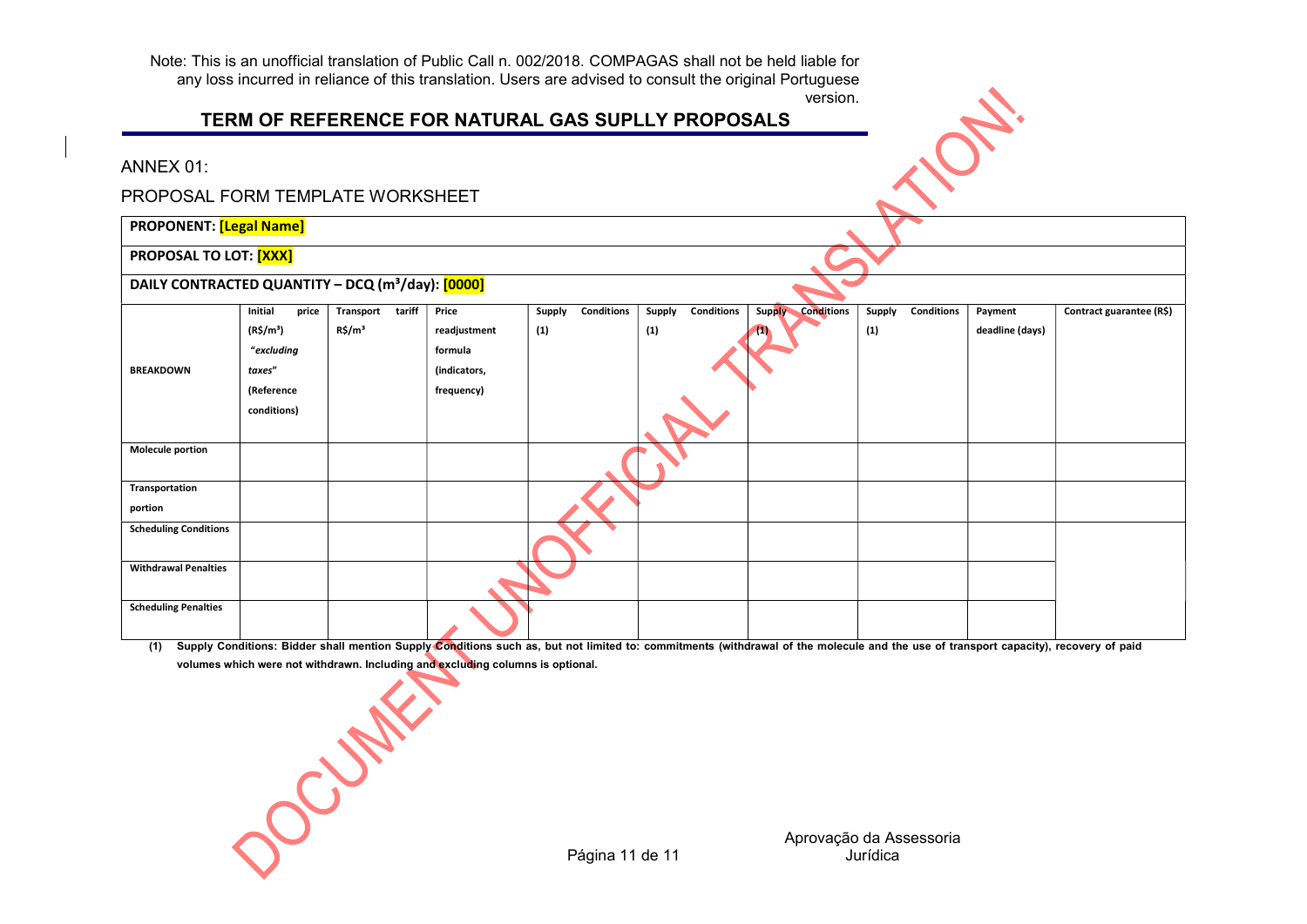Note: This is an unofficial translation of Public Call n. 002/2018. COMPAGAS shall not be held liable for any loss incurred in reliance of this translation. Users are advised to consult the original Portuguese version.

## TERM OF REFERENCE FOR NATURAL GAS SUPLLY PROPOSALS

ANNEX 01:

PROPOSAL FORM TEMPLATE WORKSHEET

**PROPONENT: [Legal Name]**

**PROPOSAL TO LOT: [XXX]**

**DAILY CONTRACTED QUANTITY – DCQ (m³/day): [0000]**

| BREAKDOWN | Initial price (R$/m³) *"excluding taxes"* (Reference conditions) | Transport tariff R$/m³ | Price readjustment formula (indicators, frequency) | Supply Conditions (1) | Supply Conditions (1) | Supply Conditions (1) | Supply Conditions (1) | Payment deadline (days) | Contract guarantee (R$) |
|---|---|---|---|---|---|---|---|---|---|
| Molecule portion | | | | | | | | | |
| Transportation portion | | | | | | | | | |
| Scheduling Conditions | | | | | | | | | |
| Withdrawal Penalties | | | | | | | | | |
| Scheduling Penalties | | | | | | | | | |

(1) **Supply Conditions: Bidder shall mention Supply Conditions such as, but not limited to: commitments (withdrawal of the molecule and the use of transport capacity), recovery of paid volumes which were not withdrawn. Including and excluding columns is optional.**

DOCUMENT UNOFFICIAL TRANSLATION!

Aprovação da Assessoria Jurídica